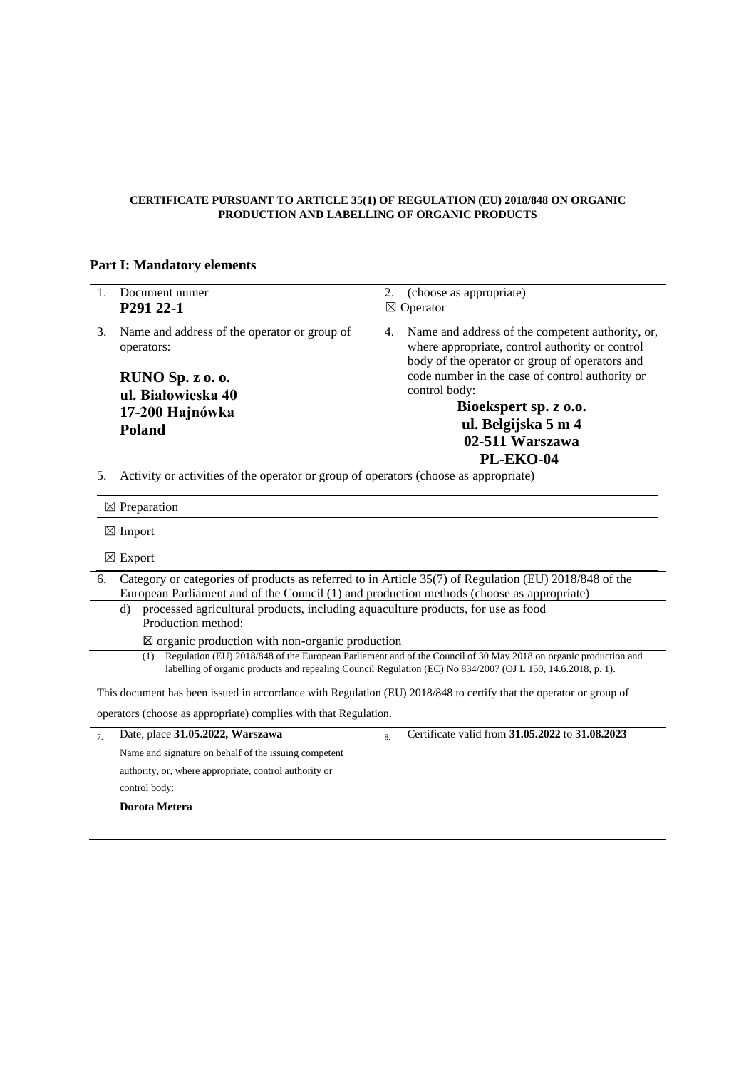**CERTIFICATE PURSUANT TO ARTICLE 35(1) OF REGULATION (EU) 2018/848 ON ORGANIC PRODUCTION AND LABELLING OF ORGANIC PRODUCTS**

## Part I: Mandatory elements

| | |
|---|---|
| 1. Document numer<br>**P291 22-1** | 2. (choose as appropriate)<br>☒ Operator |
| 3. Name and address of the operator or group of operators:<br>**RUNO Sp. z o. o.**<br>**ul. Białowieska 40**<br>**17-200 Hajnówka**<br>**Poland** | 4. Name and address of the competent authority, or, where appropriate, control authority or control body of the operator or group of operators and code number in the case of control authority or control body:<br>**Bioekspert sp. z o.o.**<br>**ul. Belgijska 5 m 4**<br>**02-511 Warszawa**<br>**PL-EKO-04** |

5. Activity or activities of the operator or group of operators (choose as appropriate)

☒ Preparation

☒ Import

☒ Export

6. Category or categories of products as referred to in Article 35(7) of Regulation (EU) 2018/848 of the European Parliament and of the Council (1) and production methods (choose as appropriate)

d) processed agricultural products, including aquaculture products, for use as food
Production method:

☒ organic production with non-organic production

(1) Regulation (EU) 2018/848 of the European Parliament and of the Council of 30 May 2018 on organic production and labelling of organic products and repealing Council Regulation (EC) No 834/2007 (OJ L 150, 14.6.2018, p. 1).

This document has been issued in accordance with Regulation (EU) 2018/848 to certify that the operator or group of operators (choose as appropriate) complies with that Regulation.

| | |
|---|---|
| 7. Date, place **31.05.2022, Warszawa**<br>Name and signature on behalf of the issuing competent authority, or, where appropriate, control authority or control body:<br>**Dorota Metera** | 8. Certificate valid from **31.05.2022** to **31.08.2023** |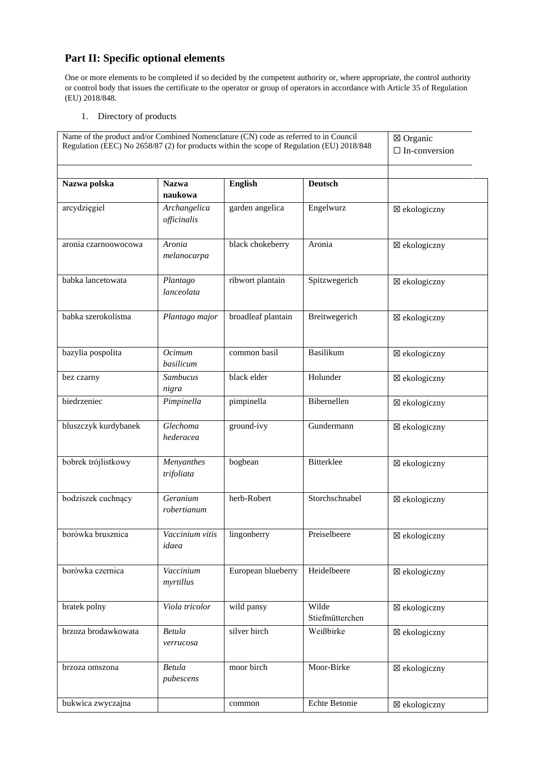## Part II: Specific optional elements

One or more elements to be completed if so decided by the competent authority or, where appropriate, the control authority or control body that issues the certificate to the operator or group of operators in accordance with Article 35 of Regulation (EU) 2018/848.

1. Directory of products

| Name of the product and/or Combined Nomenclature (CN) code as referred to in Council Regulation (EEC) No 2658/87 (2) for products within the scope of Regulation (EU) 2018/848 | | | | ☒ Organic ☐ In-conversion |
|---|---|---|---|---|
| **Nazwa polska** | **Nazwa naukowa** | **English** | **Deutsch** | |
| arcydzięgiel | *Archangelica officinalis* | garden angelica | Engelwurz | ☒ ekologiczny |
| aronia czarnoowocowa | *Aronia melanocarpa* | black chokeberry | Aronia | ☒ ekologiczny |
| babka lancetowata | *Plantago lanceolata* | ribwort plantain | Spitzwegerich | ☒ ekologiczny |
| babka szerokolistna | *Plantago major* | broadleaf plantain | Breitwegerich | ☒ ekologiczny |
| bazylia pospolita | *Ocimum basilicum* | common basil | Basilikum | ☒ ekologiczny |
| bez czarny | *Sambucus nigra* | black elder | Holunder | ☒ ekologiczny |
| biedrzeniec | *Pimpinella* | pimpinella | Bibernellen | ☒ ekologiczny |
| bluszczyk kurdybanek | *Glechoma hederacea* | ground-ivy | Gundermann | ☒ ekologiczny |
| bobrek trójlistkowy | *Menyanthes trifoliata* | bogbean | Bitterklee | ☒ ekologiczny |
| bodziszek cuchnący | *Geranium robertianum* | herb-Robert | Storchschnabel | ☒ ekologiczny |
| borówka brusznica | *Vaccinium vitis idaea* | lingonberry | Preiselbeere | ☒ ekologiczny |
| borówka czernica | *Vaccinium myrtillus* | European blueberry | Heidelbeere | ☒ ekologiczny |
| bratek polny | *Viola tricolor* | wild pansy | Wilde Stiefmütterchen | ☒ ekologiczny |
| brzoza brodawkowata | *Betula verrucosa* | silver birch | Weißbirke | ☒ ekologiczny |
| brzoza omszona | *Betula pubescens* | moor birch | Moor-Birke | ☒ ekologiczny |
| bukwica zwyczajna | | common | Echte Betonie | ☒ ekologiczny |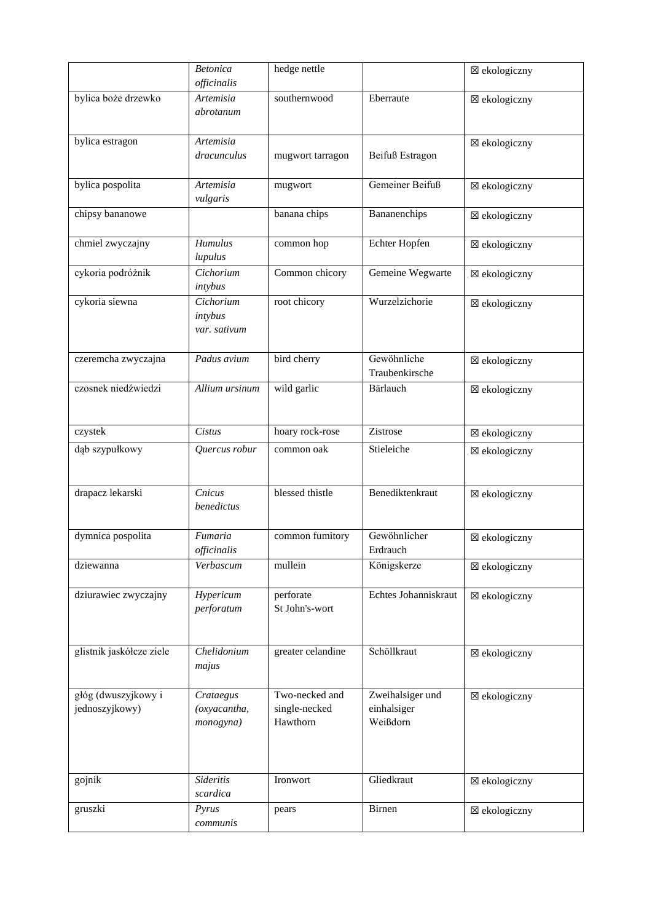|  | *Betonica officinalis* | hedge nettle |  | ☒ ekologiczny |
|---|---|---|---|---|
| bylica boże drzewko | *Artemisia abrotanum* | southernwood | Eberraute | ☒ ekologiczny |
| bylica estragon | *Artemisia dracunculus* | mugwort tarragon | Beifuß Estragon | ☒ ekologiczny |
| bylica pospolita | *Artemisia vulgaris* | mugwort | Gemeiner Beifuß | ☒ ekologiczny |
| chipsy bananowe |  | banana chips | Bananenchips | ☒ ekologiczny |
| chmiel zwyczajny | *Humulus lupulus* | common hop | Echter Hopfen | ☒ ekologiczny |
| cykoria podróżnik | *Cichorium intybus* | Common chicory | Gemeine Wegwarte | ☒ ekologiczny |
| cykoria siewna | *Cichorium intybus var. sativum* | root chicory | Wurzelzichorie | ☒ ekologiczny |
| czeremcha zwyczajna | *Padus avium* | bird cherry | Gewöhnliche Traubenkirsche | ☒ ekologiczny |
| czosnek niedźwiedzi | *Allium ursinum* | wild garlic | Bärlauch | ☒ ekologiczny |
| czystek | *Cistus* | hoary rock-rose | Zistrose | ☒ ekologiczny |
| dąb szypułkowy | *Quercus robur* | common oak | Stieleiche | ☒ ekologiczny |
| drapacz lekarski | *Cnicus benedictus* | blessed thistle | Benediktenkraut | ☒ ekologiczny |
| dymnica pospolita | *Fumaria officinalis* | common fumitory | Gewöhnlicher Erdrauch | ☒ ekologiczny |
| dziewanna | *Verbascum* | mullein | Königskerze | ☒ ekologiczny |
| dziurawiec zwyczajny | *Hypericum perforatum* | perforate St John's-wort | Echtes Johanniskraut | ☒ ekologiczny |
| glistnik jaskółcze ziele | *Chelidonium majus* | greater celandine | Schöllkraut | ☒ ekologiczny |
| głóg (dwuszyjkowy i jednoszyjkowy) | *Crataegus (oxyacantha, monogyna)* | Two-necked and single-necked Hawthorn | Zweihalsiger und einhalsiger Weißdorn | ☒ ekologiczny |
| gojnik | *Sideritis scardica* | Ironwort | Gliedkraut | ☒ ekologiczny |
| gruszki | *Pyrus communis* | pears | Birnen | ☒ ekologiczny |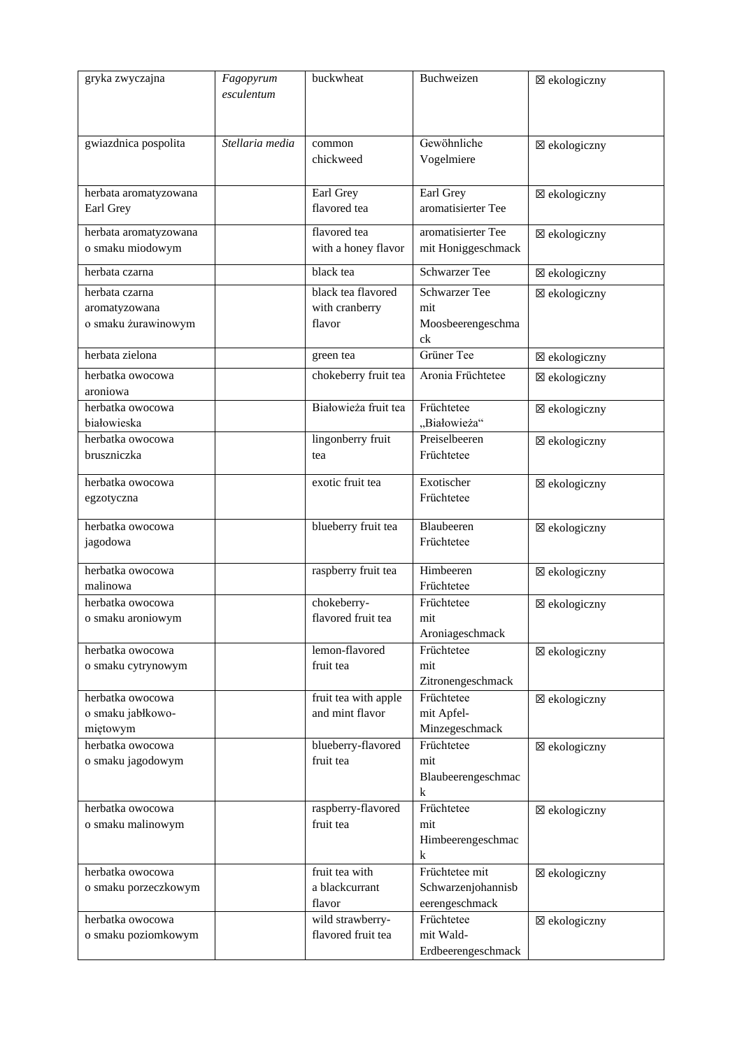| | | | | |
|---|---|---|---|---|
| gryka zwyczajna | *Fagopyrum esculentum* | buckwheat | Buchweizen | ☒ ekologiczny |
| gwiazdnica pospolita | *Stellaria media* | common chickweed | Gewöhnliche Vogelmiere | ☒ ekologiczny |
| herbata aromatyzowana Earl Grey | | Earl Grey flavored tea | Earl Grey aromatisierter Tee | ☒ ekologiczny |
| herbata aromatyzowana o smaku miodowym | | flavored tea with a honey flavor | aromatisierter Tee mit Honiggeschmack | ☒ ekologiczny |
| herbata czarna | | black tea | Schwarzer Tee | ☒ ekologiczny |
| herbata czarna aromatyzowana o smaku żurawinowym | | black tea flavored with cranberry flavor | Schwarzer Tee mit Moosbeerengeschmack | ☒ ekologiczny |
| herbata zielona | | green tea | Grüner Tee | ☒ ekologiczny |
| herbatka owocowa aroniowa | | chokeberry fruit tea | Aronia Früchtetee | ☒ ekologiczny |
| herbatka owocowa białowieska | | Białowieża fruit tea | Früchtetee „Białowieża" | ☒ ekologiczny |
| herbatka owocowa bruszniczka | | lingonberry fruit tea | Preiselbeeren Früchtetee | ☒ ekologiczny |
| herbatka owocowa egzotyczna | | exotic fruit tea | Exotischer Früchtetee | ☒ ekologiczny |
| herbatka owocowa jagodowa | | blueberry fruit tea | Blaubeeren Früchtetee | ☒ ekologiczny |
| herbatka owocowa malinowa | | raspberry fruit tea | Himbeeren Früchtetee | ☒ ekologiczny |
| herbatka owocowa o smaku aroniowym | | chokeberry-flavored fruit tea | Früchtetee mit Aroniageschmack | ☒ ekologiczny |
| herbatka owocowa o smaku cytrynowym | | lemon-flavored fruit tea | Früchtetee mit Zitronengeschmack | ☒ ekologiczny |
| herbatka owocowa o smaku jabłkowo-miętowym | | fruit tea with apple and mint flavor | Früchtetee mit Apfel-Minzegeschmack | ☒ ekologiczny |
| herbatka owocowa o smaku jagodowym | | blueberry-flavored fruit tea | Früchtetee mit Blaubeerengeschmack | ☒ ekologiczny |
| herbatka owocowa o smaku malinowym | | raspberry-flavored fruit tea | Früchtetee mit Himbeerengeschmack | ☒ ekologiczny |
| herbatka owocowa o smaku porzeczkowym | | fruit tea with a blackcurrant flavor | Früchtetee mit Schwarzenjohannisbeerengeschmack | ☒ ekologiczny |
| herbatka owocowa o smaku poziomkowym | | wild strawberry-flavored fruit tea | Früchtetee mit Wald-Erdbeerengeschmack | ☒ ekologiczny |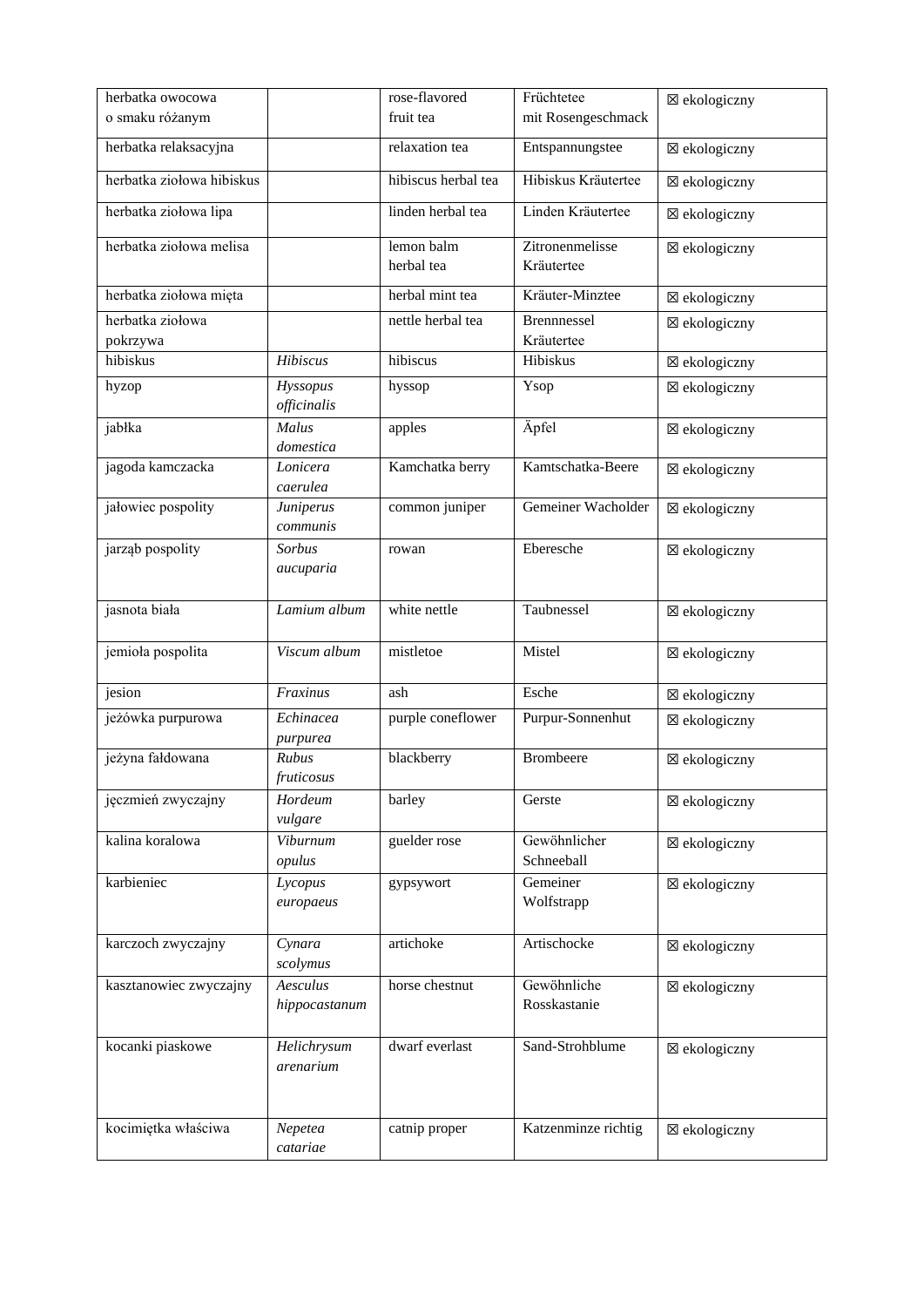| herbatka owocowa o smaku różanym | | rose-flavored fruit tea | Früchtetee mit Rosengeschmack | ☒ ekologiczny |
|---|---|---|---|---|
| herbatka relaksacyjna | | relaxation tea | Entspannungstee | ☒ ekologiczny |
| herbatka ziołowa hibiskus | | hibiscus herbal tea | Hibiskus Kräutertee | ☒ ekologiczny |
| herbatka ziołowa lipa | | linden herbal tea | Linden Kräutertee | ☒ ekologiczny |
| herbatka ziołowa melisa | | lemon balm herbal tea | Zitronenmelisse Kräutertee | ☒ ekologiczny |
| herbatka ziołowa mięta | | herbal mint tea | Kräuter-Minztee | ☒ ekologiczny |
| herbatka ziołowa pokrzywa | | nettle herbal tea | Brennnessel Kräutertee | ☒ ekologiczny |
| hibiskus | *Hibiscus* | hibiscus | Hibiskus | ☒ ekologiczny |
| hyzop | *Hyssopus officinalis* | hyssop | Ysop | ☒ ekologiczny |
| jabłka | *Malus domestica* | apples | Äpfel | ☒ ekologiczny |
| jagoda kamczacka | *Lonicera caerulea* | Kamchatka berry | Kamtschatka-Beere | ☒ ekologiczny |
| jałowiec pospolity | *Juniperus communis* | common juniper | Gemeiner Wacholder | ☒ ekologiczny |
| jarząb pospolity | *Sorbus aucuparia* | rowan | Eberesche | ☒ ekologiczny |
| jasnota biała | *Lamium album* | white nettle | Taubnessel | ☒ ekologiczny |
| jemioła pospolita | *Viscum album* | mistletoe | Mistel | ☒ ekologiczny |
| jesion | *Fraxinus* | ash | Esche | ☒ ekologiczny |
| jeżówka purpurowa | *Echinacea purpurea* | purple coneflower | Purpur-Sonnenhut | ☒ ekologiczny |
| jeżyna fałdowana | *Rubus fruticosus* | blackberry | Brombeere | ☒ ekologiczny |
| jęczmień zwyczajny | *Hordeum vulgare* | barley | Gerste | ☒ ekologiczny |
| kalina koralowa | *Viburnum opulus* | guelder rose | Gewöhnlicher Schneeball | ☒ ekologiczny |
| karbieniec | *Lycopus europaeus* | gypsywort | Gemeiner Wolfstrapp | ☒ ekologiczny |
| karczoch zwyczajny | *Cynara scolymus* | artichoke | Artischocke | ☒ ekologiczny |
| kasztanowiec zwyczajny | *Aesculus hippocastanum* | horse chestnut | Gewöhnliche Rosskastanie | ☒ ekologiczny |
| kocanki piaskowe | *Helichrysum arenarium* | dwarf everlast | Sand-Strohblume | ☒ ekologiczny |
| kocimiętka właściwa | *Nepetea catariae* | catnip proper | Katzenminze richtig | ☒ ekologiczny |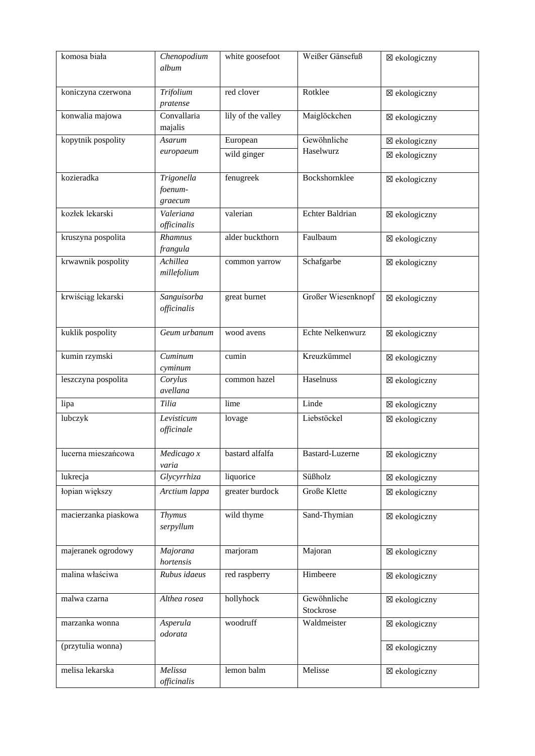| komosa biała | *Chenopodium album* | white goosefoot | Weißer Gänsefuß | ☒ ekologiczny |
|---|---|---|---|---|
| koniczyna czerwona | *Trifolium pratense* | red clover | Rotklee | ☒ ekologiczny |
| konwalia majowa | Convallaria majalis | lily of the valley | Maiglöckchen | ☒ ekologiczny |
| kopytnik pospolity | *Asarum europaeum* | European | Gewöhnliche Haselwurz | ☒ ekologiczny |
| | | wild ginger | | ☒ ekologiczny |
| kozieradka | *Trigonella foenum-graecum* | fenugreek | Bockshornklee | ☒ ekologiczny |
| kozłek lekarski | *Valeriana officinalis* | valerian | Echter Baldrian | ☒ ekologiczny |
| kruszyna pospolita | *Rhamnus frangula* | alder buckthorn | Faulbaum | ☒ ekologiczny |
| krwawnik pospolity | *Achillea millefolium* | common yarrow | Schafgarbe | ☒ ekologiczny |
| krwiściąg lekarski | *Sanguisorba officinalis* | great burnet | Großer Wiesenknopf | ☒ ekologiczny |
| kuklik pospolity | *Geum urbanum* | wood avens | Echte Nelkenwurz | ☒ ekologiczny |
| kumin rzymski | *Cuminum cyminum* | cumin | Kreuzkümmel | ☒ ekologiczny |
| leszczyna pospolita | *Corylus avellana* | common hazel | Haselnuss | ☒ ekologiczny |
| lipa | *Tilia* | lime | Linde | ☒ ekologiczny |
| lubczyk | *Levisticum officinale* | lovage | Liebstöckel | ☒ ekologiczny |
| lucerna mieszańcowa | *Medicago x varia* | bastard alfalfa | Bastard-Luzerne | ☒ ekologiczny |
| lukrecja | *Glycyrrhiza* | liquorice | Süßholz | ☒ ekologiczny |
| łopian większy | *Arctium lappa* | greater burdock | Große Klette | ☒ ekologiczny |
| macierzanka piaskowa | *Thymus serpyllum* | wild thyme | Sand-Thymian | ☒ ekologiczny |
| majeranek ogrodowy | *Majorana hortensis* | marjoram | Majoran | ☒ ekologiczny |
| malina właściwa | *Rubus idaeus* | red raspberry | Himbeere | ☒ ekologiczny |
| malwa czarna | *Althea rosea* | hollyhock | Gewöhnliche Stockrose | ☒ ekologiczny |
| marzanka wonna | *Asperula odorata* | woodruff | Waldmeister | ☒ ekologiczny |
| (przytulia wonna) | | | | ☒ ekologiczny |
| melisa lekarska | *Melissa officinalis* | lemon balm | Melisse | ☒ ekologiczny |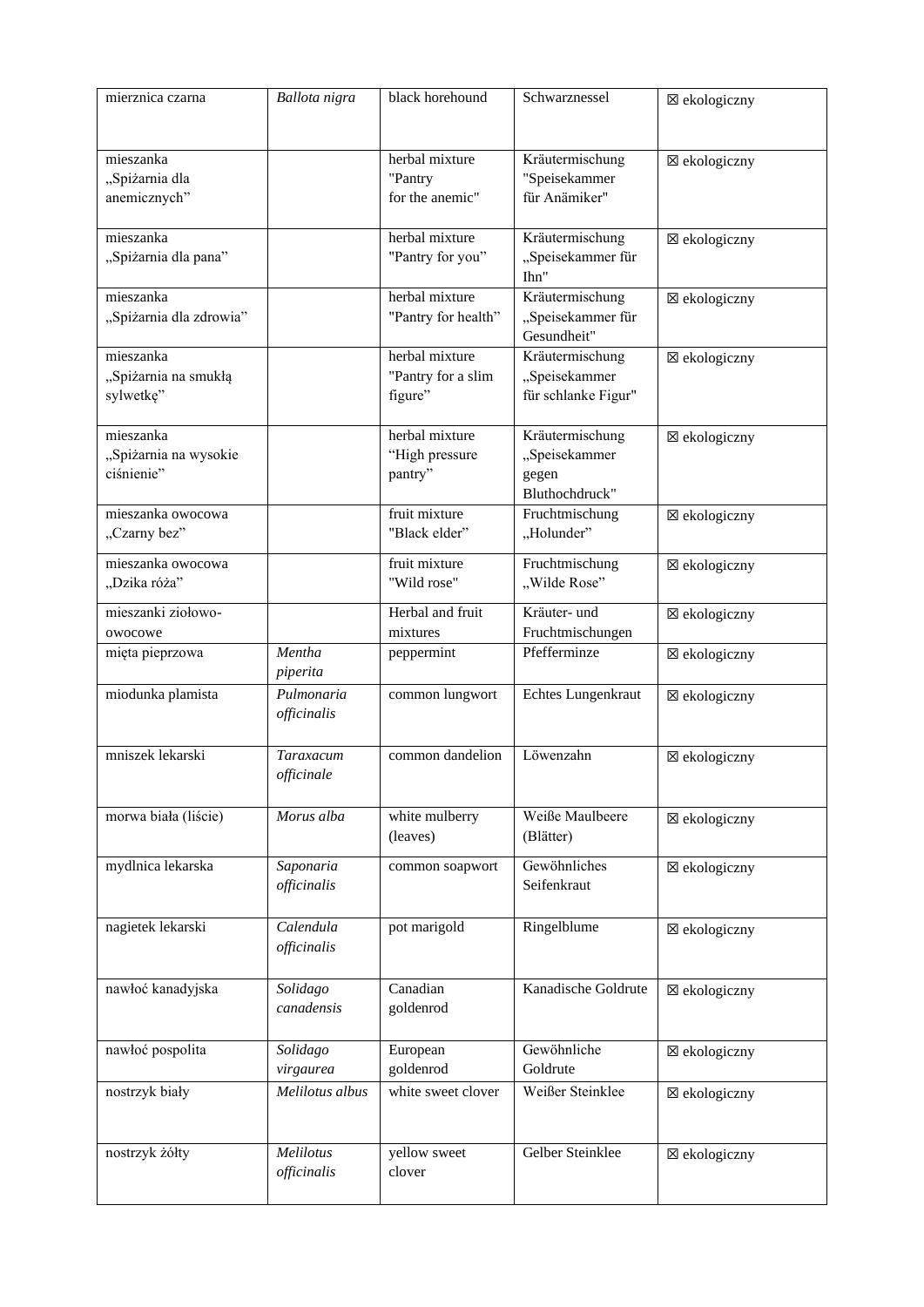| mierznica czarna | *Ballota nigra* | black horehound | Schwarznessel | ☒ ekologiczny |
|---|---|---|---|---|
| mieszanka „Spiżarnia dla anemicznych” | | herbal mixture "Pantry for the anemic" | Kräutermischung "Speisekammer für Anämiker" | ☒ ekologiczny |
| mieszanka „Spiżarnia dla pana” | | herbal mixture "Pantry for you” | Kräutermischung „Speisekammer für Ihn" | ☒ ekologiczny |
| mieszanka „Spiżarnia dla zdrowia” | | herbal mixture "Pantry for health” | Kräutermischung „Speisekammer für Gesundheit" | ☒ ekologiczny |
| mieszanka „Spiżarnia na smukłą sylwetkę” | | herbal mixture "Pantry for a slim figure” | Kräutermischung „Speisekammer für schlanke Figur" | ☒ ekologiczny |
| mieszanka „Spiżarnia na wysokie ciśnienie” | | herbal mixture “High pressure pantry” | Kräutermischung „Speisekammer gegen Bluthochdruck" | ☒ ekologiczny |
| mieszanka owocowa „Czarny bez” | | fruit mixture "Black elder” | Fruchtmischung „Holunder” | ☒ ekologiczny |
| mieszanka owocowa „Dzika róża” | | fruit mixture "Wild rose" | Fruchtmischung „Wilde Rose” | ☒ ekologiczny |
| mieszanki ziołowo-owocowe | | Herbal and fruit mixtures | Kräuter- und Fruchtmischungen | ☒ ekologiczny |
| mięta pieprzowa | *Mentha piperita* | peppermint | Pfefferminze | ☒ ekologiczny |
| miodunka plamista | *Pulmonaria officinalis* | common lungwort | Echtes Lungenkraut | ☒ ekologiczny |
| mniszek lekarski | *Taraxacum officinale* | common dandelion | Löwenzahn | ☒ ekologiczny |
| morwa biała (liście) | *Morus alba* | white mulberry (leaves) | Weiße Maulbeere (Blätter) | ☒ ekologiczny |
| mydlnica lekarska | *Saponaria officinalis* | common soapwort | Gewöhnliches Seifenkraut | ☒ ekologiczny |
| nagietek lekarski | *Calendula officinalis* | pot marigold | Ringelblume | ☒ ekologiczny |
| nawłoć kanadyjska | *Solidago canadensis* | Canadian goldenrod | Kanadische Goldrute | ☒ ekologiczny |
| nawłoć pospolita | *Solidago virgaurea* | European goldenrod | Gewöhnliche Goldrute | ☒ ekologiczny |
| nostrzyk biały | *Melilotus albus* | white sweet clover | Weißer Steinklee | ☒ ekologiczny |
| nostrzyk żółty | *Melilotus officinalis* | yellow sweet clover | Gelber Steinklee | ☒ ekologiczny |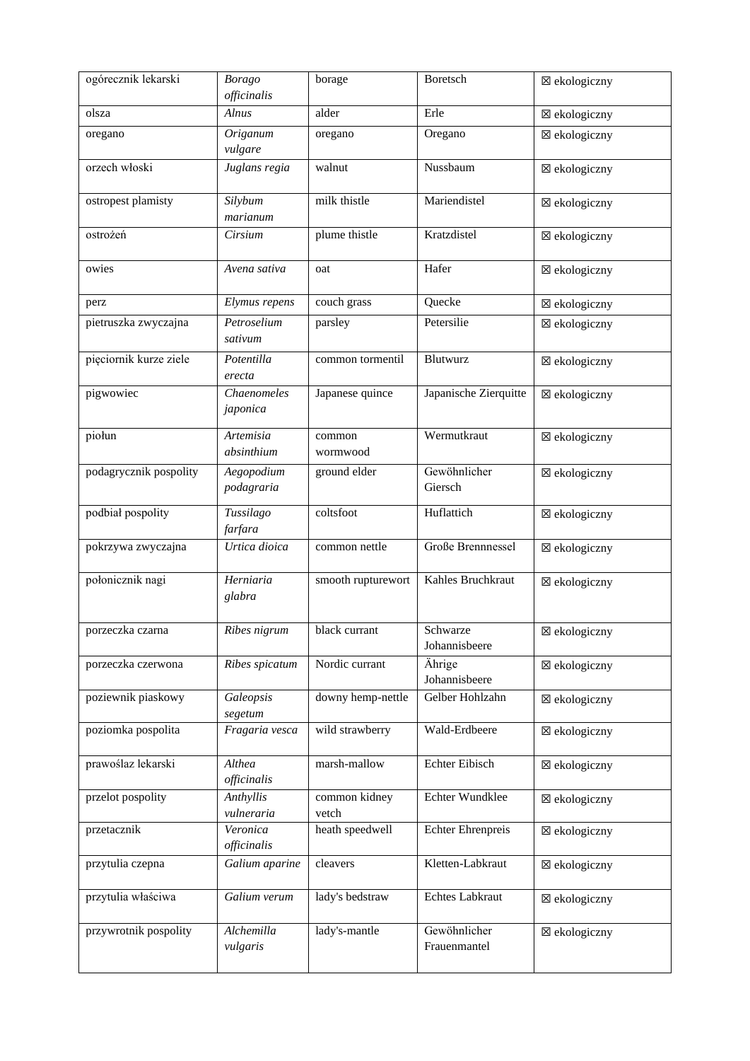| ogórecznik lekarski | *Borago officinalis* | borage | Boretsch | ☒ ekologiczny |
|---|---|---|---|---|
| olsza | *Alnus* | alder | Erle | ☒ ekologiczny |
| oregano | *Origanum vulgare* | oregano | Oregano | ☒ ekologiczny |
| orzech włoski | *Juglans regia* | walnut | Nussbaum | ☒ ekologiczny |
| ostropest plamisty | *Silybum marianum* | milk thistle | Mariendistel | ☒ ekologiczny |
| ostrożeń | *Cirsium* | plume thistle | Kratzdistel | ☒ ekologiczny |
| owies | *Avena sativa* | oat | Hafer | ☒ ekologiczny |
| perz | *Elymus repens* | couch grass | Quecke | ☒ ekologiczny |
| pietruszka zwyczajna | *Petroselium sativum* | parsley | Petersilie | ☒ ekologiczny |
| pięciornik kurze ziele | *Potentilla erecta* | common tormentil | Blutwurz | ☒ ekologiczny |
| pigwowiec | *Chaenomeles japonica* | Japanese quince | Japanische Zierquitte | ☒ ekologiczny |
| piołun | *Artemisia absinthium* | common wormwood | Wermutkraut | ☒ ekologiczny |
| podagrycznik pospolity | *Aegopodium podagraria* | ground elder | Gewöhnlicher Giersch | ☒ ekologiczny |
| podbiał pospolity | *Tussilago farfara* | coltsfoot | Huflattich | ☒ ekologiczny |
| pokrzywa zwyczajna | *Urtica dioica* | common nettle | Große Brennnessel | ☒ ekologiczny |
| połonicznik nagi | *Herniaria glabra* | smooth rupturewort | Kahles Bruchkraut | ☒ ekologiczny |
| porzeczka czarna | *Ribes nigrum* | black currant | Schwarze Johannisbeere | ☒ ekologiczny |
| porzeczka czerwona | *Ribes spicatum* | Nordic currant | Ährige Johannisbeere | ☒ ekologiczny |
| poziewnik piaskowy | *Galeopsis segetum* | downy hemp-nettle | Gelber Hohlzahn | ☒ ekologiczny |
| poziomka pospolita | *Fragaria vesca* | wild strawberry | Wald-Erdbeere | ☒ ekologiczny |
| prawoślaz lekarski | *Althea officinalis* | marsh-mallow | Echter Eibisch | ☒ ekologiczny |
| przelot pospolity | *Anthyllis vulneraria* | common kidney vetch | Echter Wundklee | ☒ ekologiczny |
| przetacznik | *Veronica officinalis* | heath speedwell | Echter Ehrenpreis | ☒ ekologiczny |
| przytulia czepna | *Galium aparine* | cleavers | Kletten-Labkraut | ☒ ekologiczny |
| przytulia właściwa | *Galium verum* | lady's bedstraw | Echtes Labkraut | ☒ ekologiczny |
| przywrotnik pospolity | *Alchemilla vulgaris* | lady's-mantle | Gewöhnlicher Frauenmantel | ☒ ekologiczny |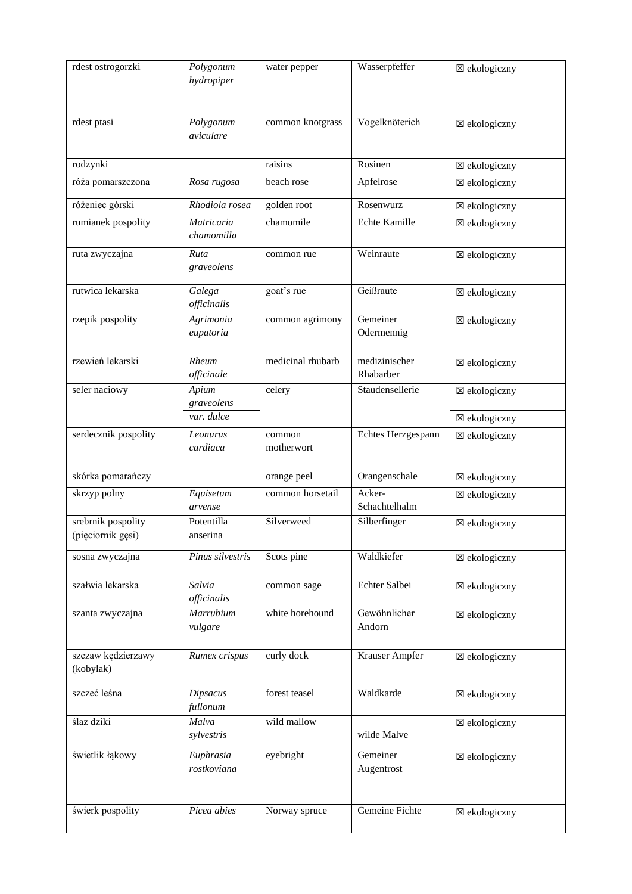| rdest ostrogorzki | *Polygonum hydropiper* | water pepper | Wasserpfeffer | ☒ ekologiczny |
|---|---|---|---|---|
| rdest ptasi | *Polygonum aviculare* | common knotgrass | Vogelknöterich | ☒ ekologiczny |
| rodzynki | | raisins | Rosinen | ☒ ekologiczny |
| róża pomarszczona | *Rosa rugosa* | beach rose | Apfelrose | ☒ ekologiczny |
| różeniec górski | *Rhodiola rosea* | golden root | Rosenwurz | ☒ ekologiczny |
| rumianek pospolity | *Matricaria chamomilla* | chamomile | Echte Kamille | ☒ ekologiczny |
| ruta zwyczajna | *Ruta graveolens* | common rue | Weinraute | ☒ ekologiczny |
| rutwica lekarska | *Galega officinalis* | goat's rue | Geißraute | ☒ ekologiczny |
| rzepik pospolity | *Agrimonia eupatoria* | common agrimony | Gemeiner Odermennig | ☒ ekologiczny |
| rzewień lekarski | *Rheum officinale* | medicinal rhubarb | medizinischer Rhabarber | ☒ ekologiczny |
| seler naciowy | *Apium graveolens* | celery | Staudensellerie | ☒ ekologiczny |
| | *var. dulce* | | | ☒ ekologiczny |
| serdecznik pospolity | *Leonurus cardiaca* | common motherwort | Echtes Herzgespann | ☒ ekologiczny |
| skórka pomarańczy | | orange peel | Orangenschale | ☒ ekologiczny |
| skrzyp polny | *Equisetum arvense* | common horsetail | Acker-Schachtelhalm | ☒ ekologiczny |
| srebrnik pospolity (pięciornik gęsi) | Potentilla anserina | Silverweed | Silberfinger | ☒ ekologiczny |
| sosna zwyczajna | *Pinus silvestris* | Scots pine | Waldkiefer | ☒ ekologiczny |
| szałwia lekarska | *Salvia officinalis* | common sage | Echter Salbei | ☒ ekologiczny |
| szanta zwyczajna | *Marrubium vulgare* | white horehound | Gewöhnlicher Andorn | ☒ ekologiczny |
| szczaw kędzierzawy (kobylak) | *Rumex crispus* | curly dock | Krauser Ampfer | ☒ ekologiczny |
| szczeć leśna | *Dipsacus fullonum* | forest teasel | Waldkarde | ☒ ekologiczny |
| ślaz dziki | *Malva sylvestris* | wild mallow | wilde Malve | ☒ ekologiczny |
| świetlik łąkowy | *Euphrasia rostkoviana* | eyebright | Gemeiner Augentrost | ☒ ekologiczny |
| świerk pospolity | *Picea abies* | Norway spruce | Gemeine Fichte | ☒ ekologiczny |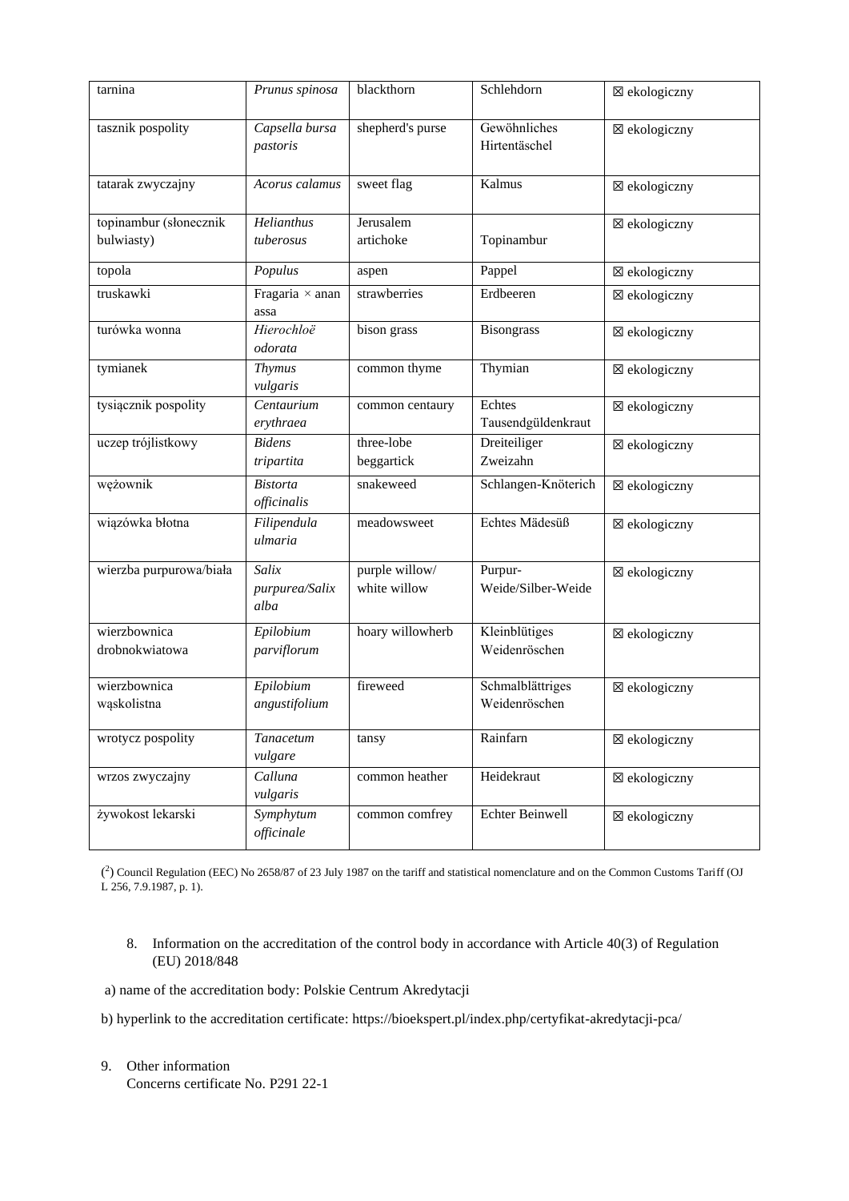| | | | | |
|---|---|---|---|---|
| tarnina | *Prunus spinosa* | blackthorn | Schlehdorn | ☒ ekologiczny |
| tasznik pospolity | *Capsella bursa pastoris* | shepherd's purse | Gewöhnliches Hirtentäschel | ☒ ekologiczny |
| tatarak zwyczajny | *Acorus calamus* | sweet flag | Kalmus | ☒ ekologiczny |
| topinambur (słonecznik bulwiasty) | *Helianthus tuberosus* | Jerusalem artichoke | Topinambur | ☒ ekologiczny |
| topola | *Populus* | aspen | Pappel | ☒ ekologiczny |
| truskawki | Fragaria × anan assa | strawberries | Erdbeeren | ☒ ekologiczny |
| turówka wonna | *Hierochloë odorata* | bison grass | Bisongrass | ☒ ekologiczny |
| tymianek | *Thymus vulgaris* | common thyme | Thymian | ☒ ekologiczny |
| tysiącznik pospolity | *Centaurium erythraea* | common centaury | Echtes Tausendgüldenkraut | ☒ ekologiczny |
| uczep trójlistkowy | *Bidens tripartita* | three-lobe beggartick | Dreiteiliger Zweizahn | ☒ ekologiczny |
| wężownik | *Bistorta officinalis* | snakeweed | Schlangen-Knöterich | ☒ ekologiczny |
| wiązówka błotna | *Filipendula ulmaria* | meadowsweet | Echtes Mädesüß | ☒ ekologiczny |
| wierzba purpurowa/biała | *Salix purpurea/Salix alba* | purple willow/ white willow | Purpur-Weide/Silber-Weide | ☒ ekologiczny |
| wierzbownica drobnokwiatowa | *Epilobium parviflorum* | hoary willowherb | Kleinblütiges Weidenröschen | ☒ ekologiczny |
| wierzbownica wąskolistna | *Epilobium angustifolium* | fireweed | Schmalblättriges Weidenröschen | ☒ ekologiczny |
| wrotycz pospolity | *Tanacetum vulgare* | tansy | Rainfarn | ☒ ekologiczny |
| wrzos zwyczajny | *Calluna vulgaris* | common heather | Heidekraut | ☒ ekologiczny |
| żywokost lekarski | *Symphytum officinale* | common comfrey | Echter Beinwell | ☒ ekologiczny |

([2]) Council Regulation (EEC) No 2658/87 of 23 July 1987 on the tariff and statistical nomenclature and on the Common Customs Tariff (OJ L 256, 7.9.1987, p. 1).

8. Information on the accreditation of the control body in accordance with Article 40(3) of Regulation (EU) 2018/848

a) name of the accreditation body: Polskie Centrum Akredytacji

b) hyperlink to the accreditation certificate: https://bioekspert.pl/index.php/certyfikat-akredytacji-pca/

9. Other information
   Concerns certificate No. P291 22-1